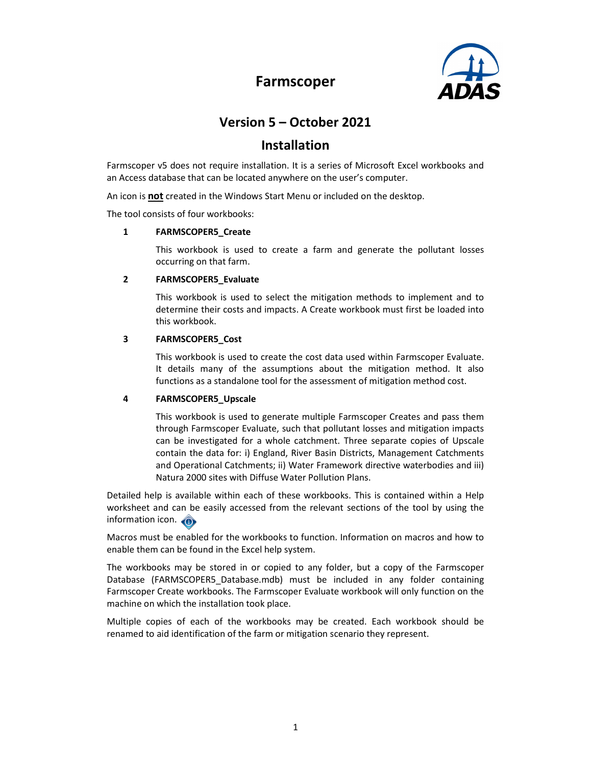# Farmscoper

## Version 5 – October 2021

## Installation

Farmscoper v5 does not require installation. It is a series of Microsoft Excel workbooks and an Access database that can be located anywhere on the user's computer.

An icon is **not** created in the Windows Start Menu or included on the desktop.

The tool consists of four workbooks:

1. **FARMSCOPER5_Create**

   This workbook is used to create a farm and generate the pollutant losses occurring on that farm.

2. **FARMSCOPER5_Evaluate**

   This workbook is used to select the mitigation methods to implement and to determine their costs and impacts. A Create workbook must first be loaded into this workbook.

3. **FARMSCOPER5_Cost**

   This workbook is used to create the cost data used within Farmscoper Evaluate. It details many of the assumptions about the mitigation method. It also functions as a standalone tool for the assessment of mitigation method cost.

4. **FARMSCOPER5_Upscale**

   This workbook is used to generate multiple Farmscoper Creates and pass them through Farmscoper Evaluate, such that pollutant losses and mitigation impacts can be investigated for a whole catchment. Three separate copies of Upscale contain the data for: i) England, River Basin Districts, Management Catchments and Operational Catchments; ii) Water Framework directive waterbodies and iii) Natura 2000 sites with Diffuse Water Pollution Plans.

Detailed help is available within each of these workbooks. This is contained within a Help worksheet and can be easily accessed from the relevant sections of the tool by using the information icon.

Macros must be enabled for the workbooks to function. Information on macros and how to enable them can be found in the Excel help system.

The workbooks may be stored in or copied to any folder, but a copy of the Farmscoper Database (FARMSCOPER5_Database.mdb) must be included in any folder containing Farmscoper Create workbooks. The Farmscoper Evaluate workbook will only function on the machine on which the installation took place.

Multiple copies of each of the workbooks may be created. Each workbook should be renamed to aid identification of the farm or mitigation scenario they represent.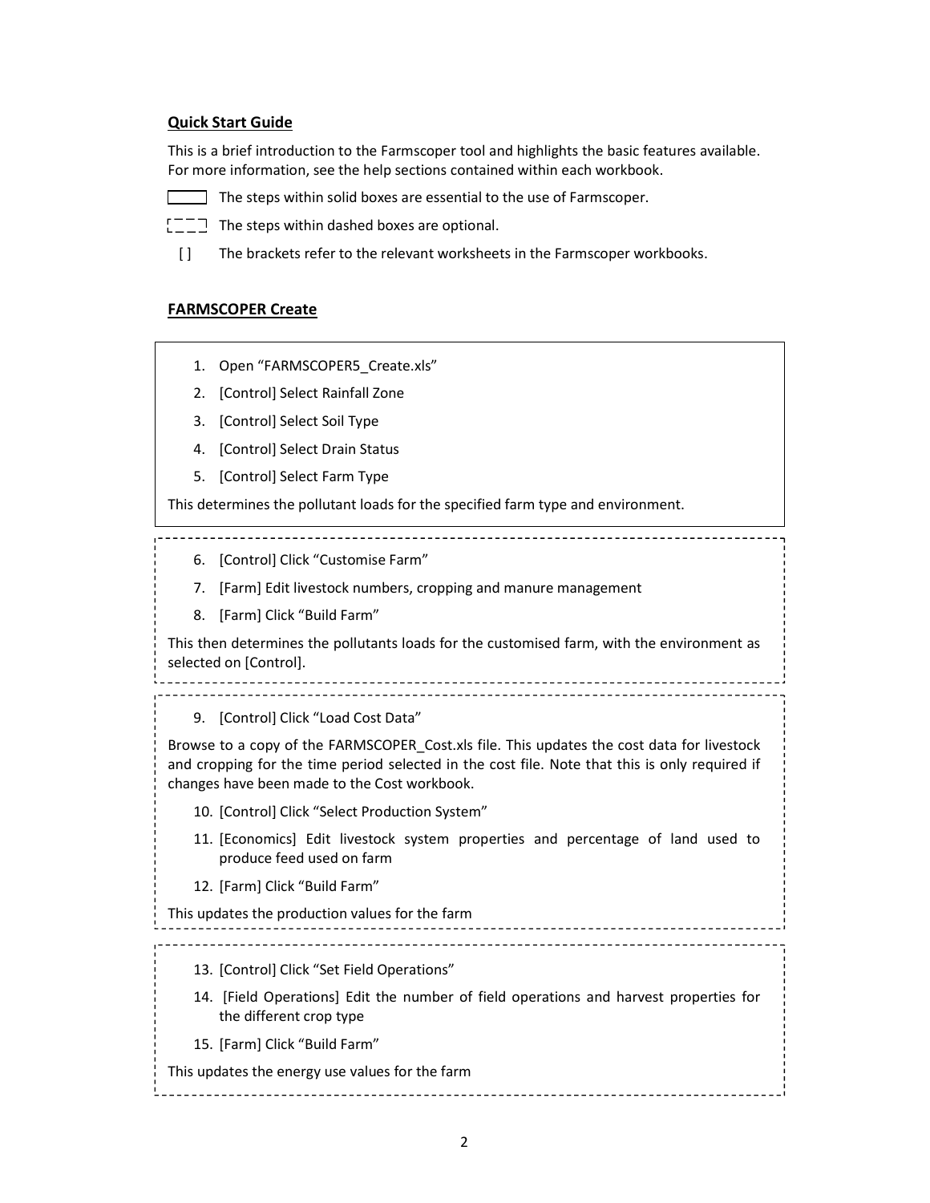## Quick Start Guide

This is a brief introduction to the Farmscoper tool and highlights the basic features available. For more information, see the help sections contained within each workbook.

The steps within solid boxes are essential to the use of Farmscoper.

The steps within dashed boxes are optional.

[ ] The brackets refer to the relevant worksheets in the Farmscoper workbooks.

## FARMSCOPER Create

1. Open "FARMSCOPER5_Create.xls"
2. [Control] Select Rainfall Zone
3. [Control] Select Soil Type
4. [Control] Select Drain Status
5. [Control] Select Farm Type

This determines the pollutant loads for the specified farm type and environment.

6. [Control] Click "Customise Farm"
7. [Farm] Edit livestock numbers, cropping and manure management
8. [Farm] Click "Build Farm"

This then determines the pollutants loads for the customised farm, with the environment as selected on [Control].

9. [Control] Click "Load Cost Data"

Browse to a copy of the FARMSCOPER_Cost.xls file. This updates the cost data for livestock and cropping for the time period selected in the cost file. Note that this is only required if changes have been made to the Cost workbook.

10. [Control] Click "Select Production System"
11. [Economics] Edit livestock system properties and percentage of land used to produce feed used on farm
12. [Farm] Click "Build Farm"

This updates the production values for the farm

13. [Control] Click "Set Field Operations"
14. [Field Operations] Edit the number of field operations and harvest properties for the different crop type
15. [Farm] Click "Build Farm"

This updates the energy use values for the farm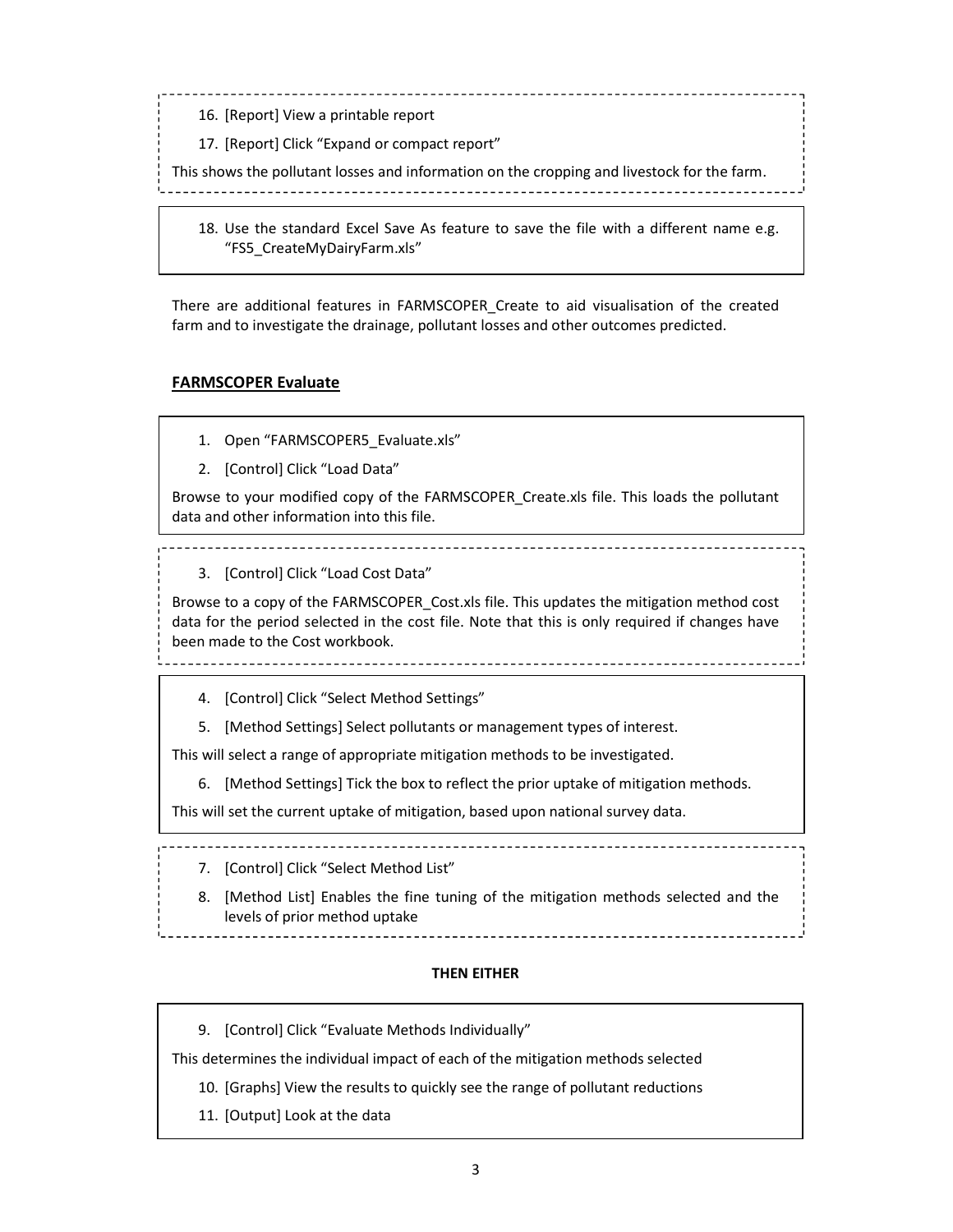16. [Report] View a printable report
17. [Report] Click “Expand or compact report”

This shows the pollutant losses and information on the cropping and livestock for the farm.

18. Use the standard Excel Save As feature to save the file with a different name e.g. “FS5_CreateMyDairyFarm.xls”

There are additional features in FARMSCOPER_Create to aid visualisation of the created farm and to investigate the drainage, pollutant losses and other outcomes predicted.

## FARMSCOPER Evaluate

1. Open “FARMSCOPER5_Evaluate.xls”
2. [Control] Click “Load Data”

Browse to your modified copy of the FARMSCOPER_Create.xls file. This loads the pollutant data and other information into this file.

3. [Control] Click “Load Cost Data”

Browse to a copy of the FARMSCOPER_Cost.xls file. This updates the mitigation method cost data for the period selected in the cost file. Note that this is only required if changes have been made to the Cost workbook.

4. [Control] Click “Select Method Settings”
5. [Method Settings] Select pollutants or management types of interest.

This will select a range of appropriate mitigation methods to be investigated.

6. [Method Settings] Tick the box to reflect the prior uptake of mitigation methods.

This will set the current uptake of mitigation, based upon national survey data.

7. [Control] Click “Select Method List”
8. [Method List] Enables the fine tuning of the mitigation methods selected and the levels of prior method uptake

**THEN EITHER**

9. [Control] Click “Evaluate Methods Individually”

This determines the individual impact of each of the mitigation methods selected

10. [Graphs] View the results to quickly see the range of pollutant reductions
11. [Output] Look at the data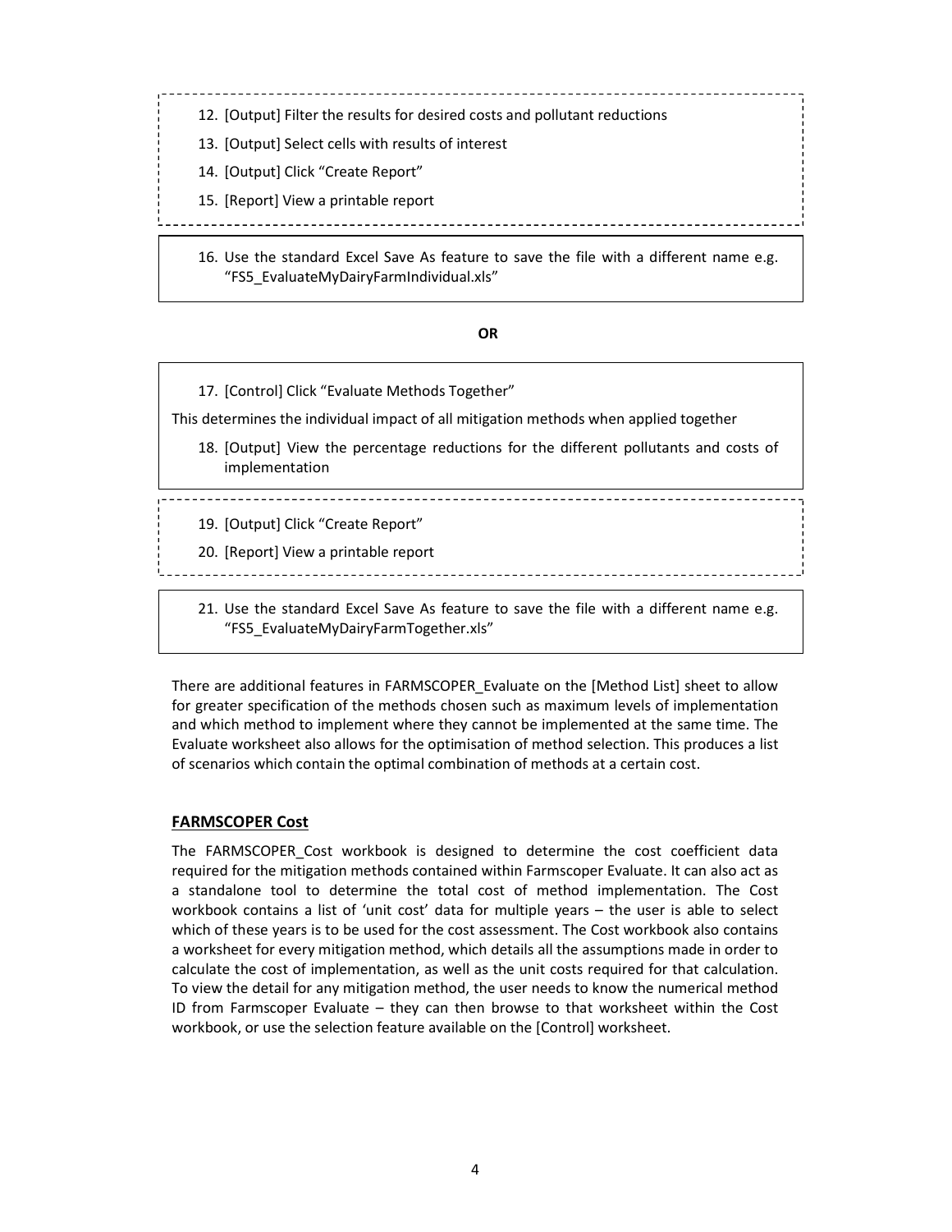12. [Output] Filter the results for desired costs and pollutant reductions
13. [Output] Select cells with results of interest
14. [Output] Click "Create Report"
15. [Report] View a printable report

16. Use the standard Excel Save As feature to save the file with a different name e.g. "FS5_EvaluateMyDairyFarmIndividual.xls"

**OR**

17. [Control] Click "Evaluate Methods Together"

This determines the individual impact of all mitigation methods when applied together

18. [Output] View the percentage reductions for the different pollutants and costs of implementation

19. [Output] Click "Create Report"
20. [Report] View a printable report

21. Use the standard Excel Save As feature to save the file with a different name e.g. "FS5_EvaluateMyDairyFarmTogether.xls"

There are additional features in FARMSCOPER_Evaluate on the [Method List] sheet to allow for greater specification of the methods chosen such as maximum levels of implementation and which method to implement where they cannot be implemented at the same time. The Evaluate worksheet also allows for the optimisation of method selection. This produces a list of scenarios which contain the optimal combination of methods at a certain cost.

## FARMSCOPER Cost

The FARMSCOPER_Cost workbook is designed to determine the cost coefficient data required for the mitigation methods contained within Farmscoper Evaluate. It can also act as a standalone tool to determine the total cost of method implementation. The Cost workbook contains a list of 'unit cost' data for multiple years – the user is able to select which of these years is to be used for the cost assessment. The Cost workbook also contains a worksheet for every mitigation method, which details all the assumptions made in order to calculate the cost of implementation, as well as the unit costs required for that calculation. To view the detail for any mitigation method, the user needs to know the numerical method ID from Farmscoper Evaluate – they can then browse to that worksheet within the Cost workbook, or use the selection feature available on the [Control] worksheet.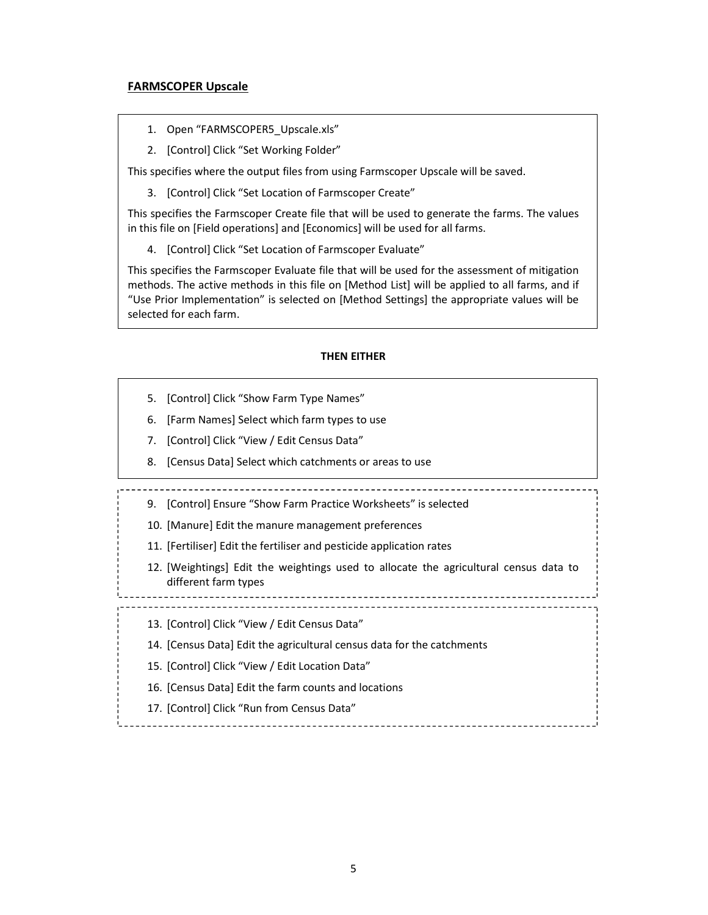## FARMSCOPER Upscale

1. Open "FARMSCOPER5_Upscale.xls"
2. [Control] Click "Set Working Folder"

This specifies where the output files from using Farmscoper Upscale will be saved.

3. [Control] Click "Set Location of Farmscoper Create"

This specifies the Farmscoper Create file that will be used to generate the farms. The values in this file on [Field operations] and [Economics] will be used for all farms.

4. [Control] Click "Set Location of Farmscoper Evaluate"

This specifies the Farmscoper Evaluate file that will be used for the assessment of mitigation methods. The active methods in this file on [Method List] will be applied to all farms, and if "Use Prior Implementation" is selected on [Method Settings] the appropriate values will be selected for each farm.

**THEN EITHER**

5. [Control] Click "Show Farm Type Names"
6. [Farm Names] Select which farm types to use
7. [Control] Click "View / Edit Census Data"
8. [Census Data] Select which catchments or areas to use

---

9. [Control] Ensure "Show Farm Practice Worksheets" is selected
10. [Manure] Edit the manure management preferences
11. [Fertiliser] Edit the fertiliser and pesticide application rates
12. [Weightings] Edit the weightings used to allocate the agricultural census data to different farm types

---

13. [Control] Click "View / Edit Census Data"
14. [Census Data] Edit the agricultural census data for the catchments
15. [Control] Click "View / Edit Location Data"
16. [Census Data] Edit the farm counts and locations
17. [Control] Click "Run from Census Data"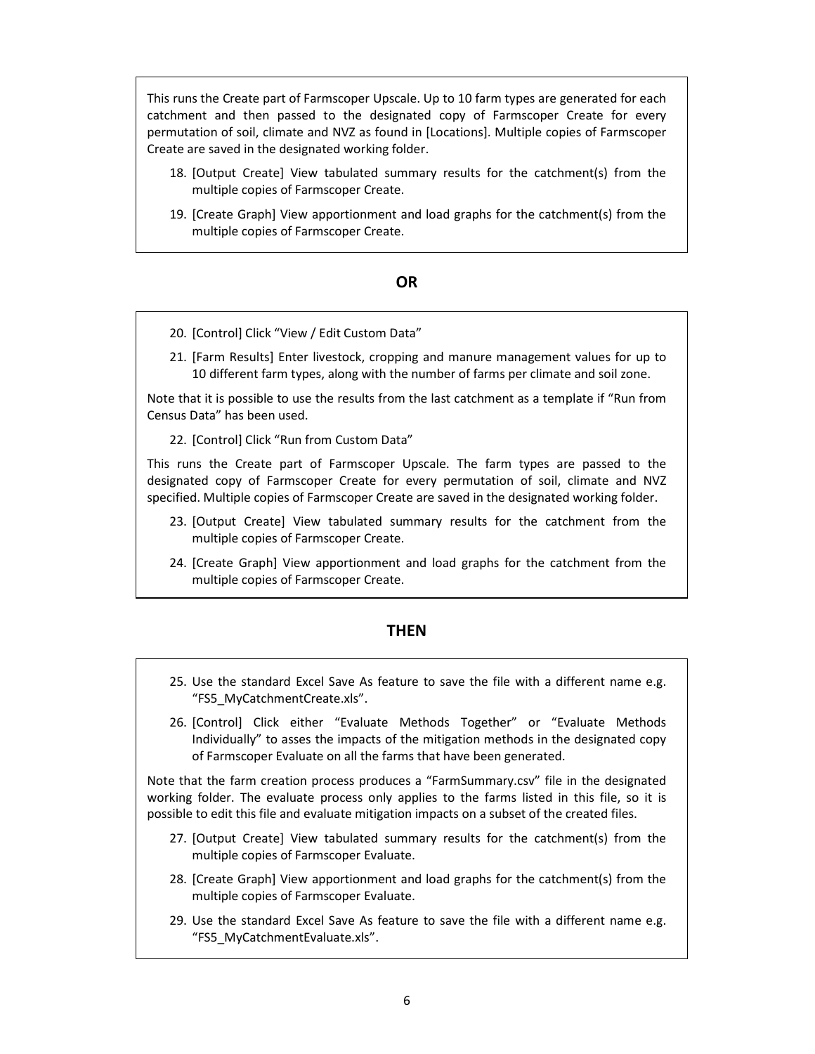This runs the Create part of Farmscoper Upscale. Up to 10 farm types are generated for each catchment and then passed to the designated copy of Farmscoper Create for every permutation of soil, climate and NVZ as found in [Locations]. Multiple copies of Farmscoper Create are saved in the designated working folder.

18. [Output Create] View tabulated summary results for the catchment(s) from the multiple copies of Farmscoper Create.
19. [Create Graph] View apportionment and load graphs for the catchment(s) from the multiple copies of Farmscoper Create.

**OR**

20. [Control] Click "View / Edit Custom Data"
21. [Farm Results] Enter livestock, cropping and manure management values for up to 10 different farm types, along with the number of farms per climate and soil zone.

Note that it is possible to use the results from the last catchment as a template if "Run from Census Data" has been used.

22. [Control] Click "Run from Custom Data"

This runs the Create part of Farmscoper Upscale. The farm types are passed to the designated copy of Farmscoper Create for every permutation of soil, climate and NVZ specified. Multiple copies of Farmscoper Create are saved in the designated working folder.

23. [Output Create] View tabulated summary results for the catchment from the multiple copies of Farmscoper Create.
24. [Create Graph] View apportionment and load graphs for the catchment from the multiple copies of Farmscoper Create.

**THEN**

25. Use the standard Excel Save As feature to save the file with a different name e.g. "FS5_MyCatchmentCreate.xls".
26. [Control] Click either "Evaluate Methods Together" or "Evaluate Methods Individually" to asses the impacts of the mitigation methods in the designated copy of Farmscoper Evaluate on all the farms that have been generated.

Note that the farm creation process produces a "FarmSummary.csv" file in the designated working folder. The evaluate process only applies to the farms listed in this file, so it is possible to edit this file and evaluate mitigation impacts on a subset of the created files.

27. [Output Create] View tabulated summary results for the catchment(s) from the multiple copies of Farmscoper Evaluate.
28. [Create Graph] View apportionment and load graphs for the catchment(s) from the multiple copies of Farmscoper Evaluate.
29. Use the standard Excel Save As feature to save the file with a different name e.g. "FS5_MyCatchmentEvaluate.xls".